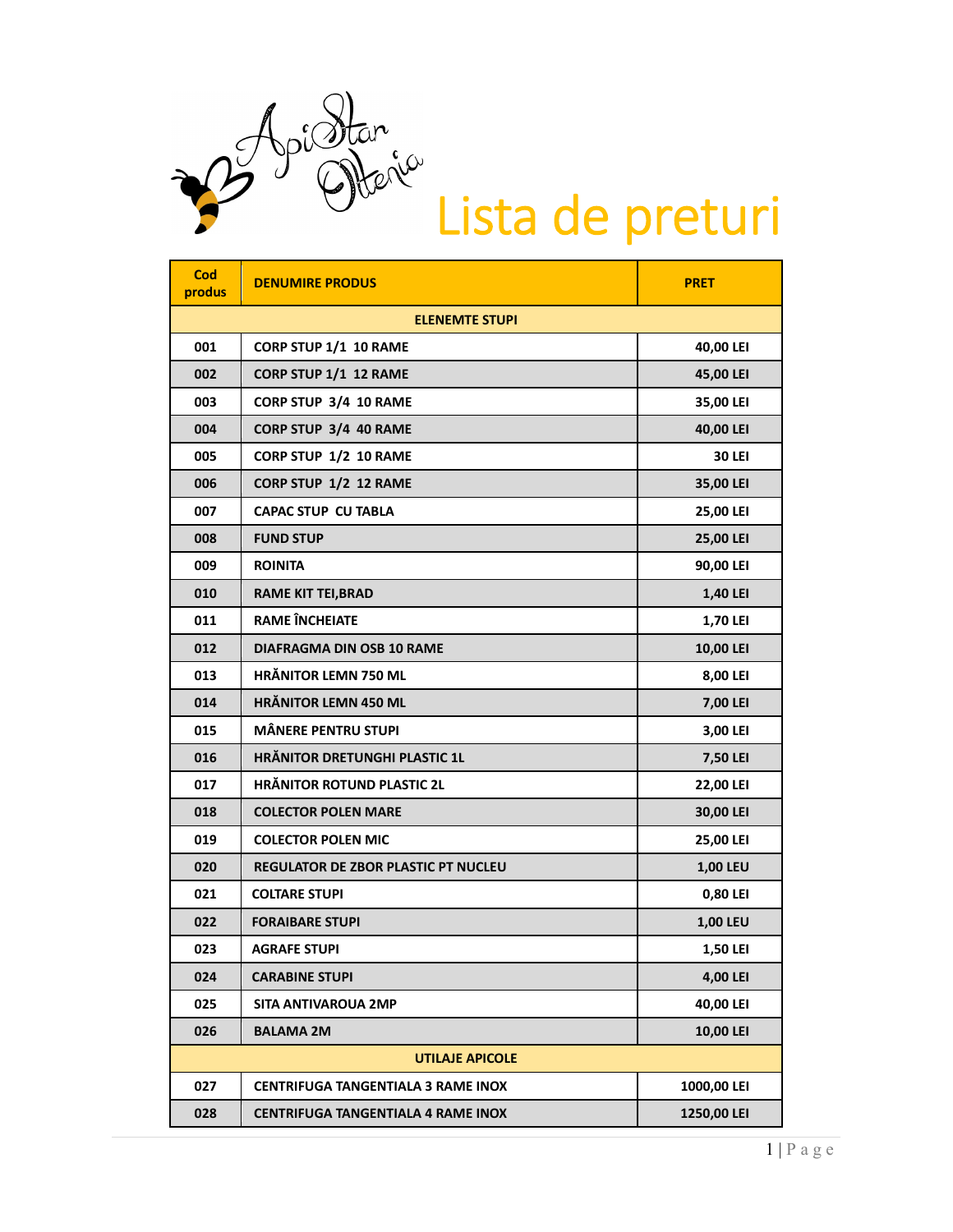ApiStar Oltenia

# Lista de preturi

| Cod produs | DENUMIRE PRODUS | PRET |
|---|---|---|
| | **ELENEMTE STUPI** | |
| 001 | CORP STUP 1/1 10 RAME | 40,00 LEI |
| 002 | CORP STUP 1/1 12 RAME | 45,00 LEI |
| 003 | CORP STUP 3/4 10 RAME | 35,00 LEI |
| 004 | CORP STUP 3/4 40 RAME | 40,00 LEI |
| 005 | CORP STUP 1/2 10 RAME | 30 LEI |
| 006 | CORP STUP 1/2 12 RAME | 35,00 LEI |
| 007 | CAPAC STUP CU TABLA | 25,00 LEI |
| 008 | FUND STUP | 25,00 LEI |
| 009 | ROINITA | 90,00 LEI |
| 010 | RAME KIT TEI,BRAD | 1,40 LEI |
| 011 | RAME ÎNCHEIATE | 1,70 LEI |
| 012 | DIAFRAGMA DIN OSB 10 RAME | 10,00 LEI |
| 013 | HRĂNITOR LEMN 750 ML | 8,00 LEI |
| 014 | HRĂNITOR LEMN 450 ML | 7,00 LEI |
| 015 | MÂNERE PENTRU STUPI | 3,00 LEI |
| 016 | HRĂNITOR DRETUNGHI PLASTIC 1L | 7,50 LEI |
| 017 | HRĂNITOR ROTUND PLASTIC 2L | 22,00 LEI |
| 018 | COLECTOR POLEN MARE | 30,00 LEI |
| 019 | COLECTOR POLEN MIC | 25,00 LEI |
| 020 | REGULATOR DE ZBOR PLASTIC PT NUCLEU | 1,00 LEU |
| 021 | COLTARE STUPI | 0,80 LEI |
| 022 | FORAIBARE STUPI | 1,00 LEU |
| 023 | AGRAFE STUPI | 1,50 LEI |
| 024 | CARABINE STUPI | 4,00 LEI |
| 025 | SITA ANTIVAROUA 2MP | 40,00 LEI |
| 026 | BALAMA 2M | 10,00 LEI |
| | **UTILAJE APICOLE** | |
| 027 | CENTRIFUGA TANGENTIALA 3 RAME INOX | 1000,00 LEI |
| 028 | CENTRIFUGA TANGENTIALA 4 RAME INOX | 1250,00 LEI |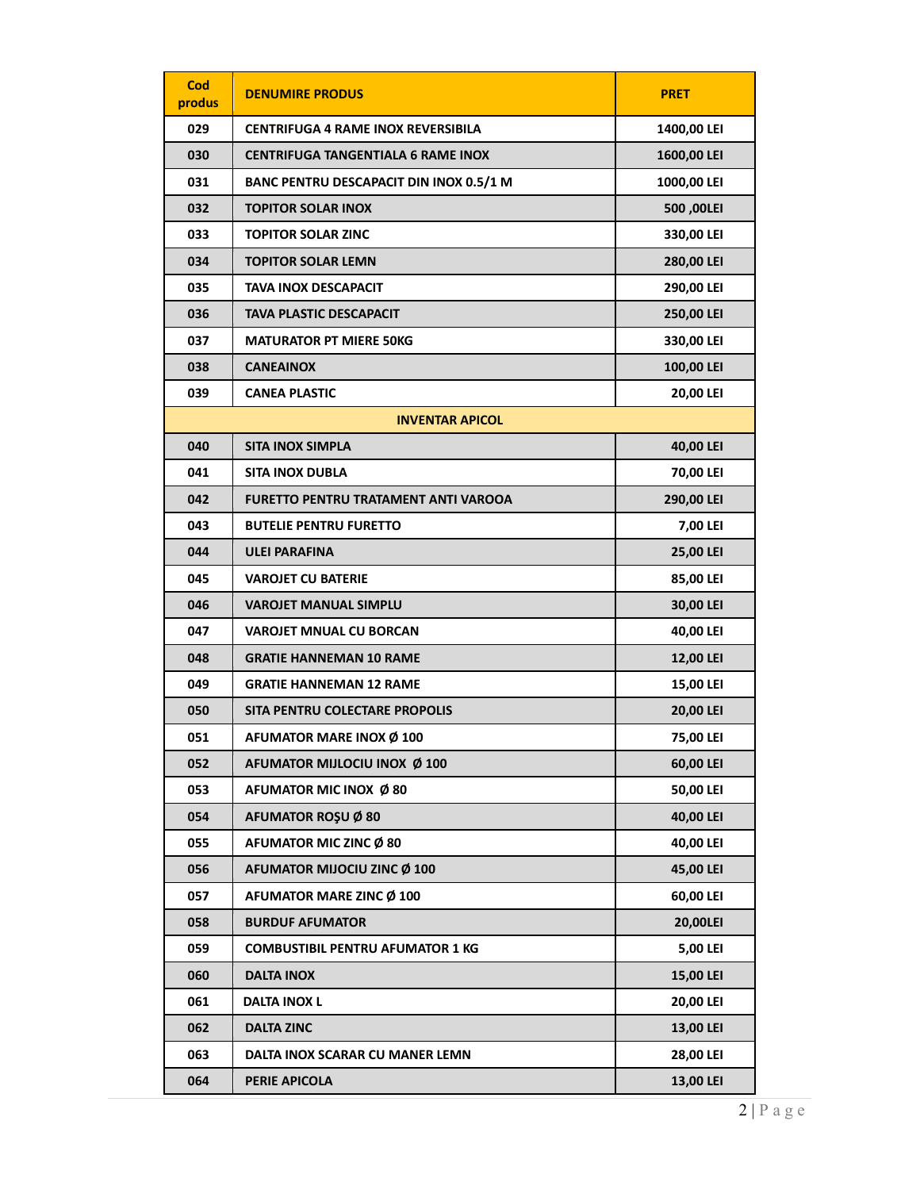| Cod produs | DENUMIRE PRODUS | PRET |
|---|---|---|
| 029 | CENTRIFUGA 4 RAME INOX REVERSIBILA | 1400,00 LEI |
| 030 | CENTRIFUGA TANGENTIALA 6 RAME INOX | 1600,00 LEI |
| 031 | BANC PENTRU DESCAPACIT DIN INOX 0.5/1 M | 1000,00 LEI |
| 032 | TOPITOR SOLAR INOX | 500 ,00LEI |
| 033 | TOPITOR SOLAR ZINC | 330,00 LEI |
| 034 | TOPITOR SOLAR LEMN | 280,00 LEI |
| 035 | TAVA INOX DESCAPACIT | 290,00 LEI |
| 036 | TAVA PLASTIC DESCAPACIT | 250,00 LEI |
| 037 | MATURATOR PT MIERE 50KG | 330,00 LEI |
| 038 | CANEAINOX | 100,00 LEI |
| 039 | CANEA PLASTIC | 20,00 LEI |
| | **INVENTAR APICOL** | |
| 040 | SITA INOX SIMPLA | 40,00 LEI |
| 041 | SITA INOX DUBLA | 70,00 LEI |
| 042 | FURETTO PENTRU TRATAMENT ANTI VAROOA | 290,00 LEI |
| 043 | BUTELIE PENTRU FURETTO | 7,00 LEI |
| 044 | ULEI PARAFINA | 25,00 LEI |
| 045 | VAROJET CU BATERIE | 85,00 LEI |
| 046 | VAROJET MANUAL SIMPLU | 30,00 LEI |
| 047 | VAROJET MNUAL CU BORCAN | 40,00 LEI |
| 048 | GRATIE HANNEMAN 10 RAME | 12,00 LEI |
| 049 | GRATIE HANNEMAN 12 RAME | 15,00 LEI |
| 050 | SITA PENTRU COLECTARE PROPOLIS | 20,00 LEI |
| 051 | AFUMATOR MARE INOX Ø 100 | 75,00 LEI |
| 052 | AFUMATOR MIJLOCIU INOX Ø 100 | 60,00 LEI |
| 053 | AFUMATOR MIC INOX Ø 80 | 50,00 LEI |
| 054 | AFUMATOR ROŞU Ø 80 | 40,00 LEI |
| 055 | AFUMATOR MIC ZINC Ø 80 | 40,00 LEI |
| 056 | AFUMATOR MIJOCIU ZINC Ø 100 | 45,00 LEI |
| 057 | AFUMATOR MARE ZINC Ø 100 | 60,00 LEI |
| 058 | BURDUF AFUMATOR | 20,00LEI |
| 059 | COMBUSTIBIL PENTRU AFUMATOR 1 KG | 5,00 LEI |
| 060 | DALTA INOX | 15,00 LEI |
| 061 | DALTA INOX L | 20,00 LEI |
| 062 | DALTA ZINC | 13,00 LEI |
| 063 | DALTA INOX SCARAR CU MANER LEMN | 28,00 LEI |
| 064 | PERIE APICOLA | 13,00 LEI |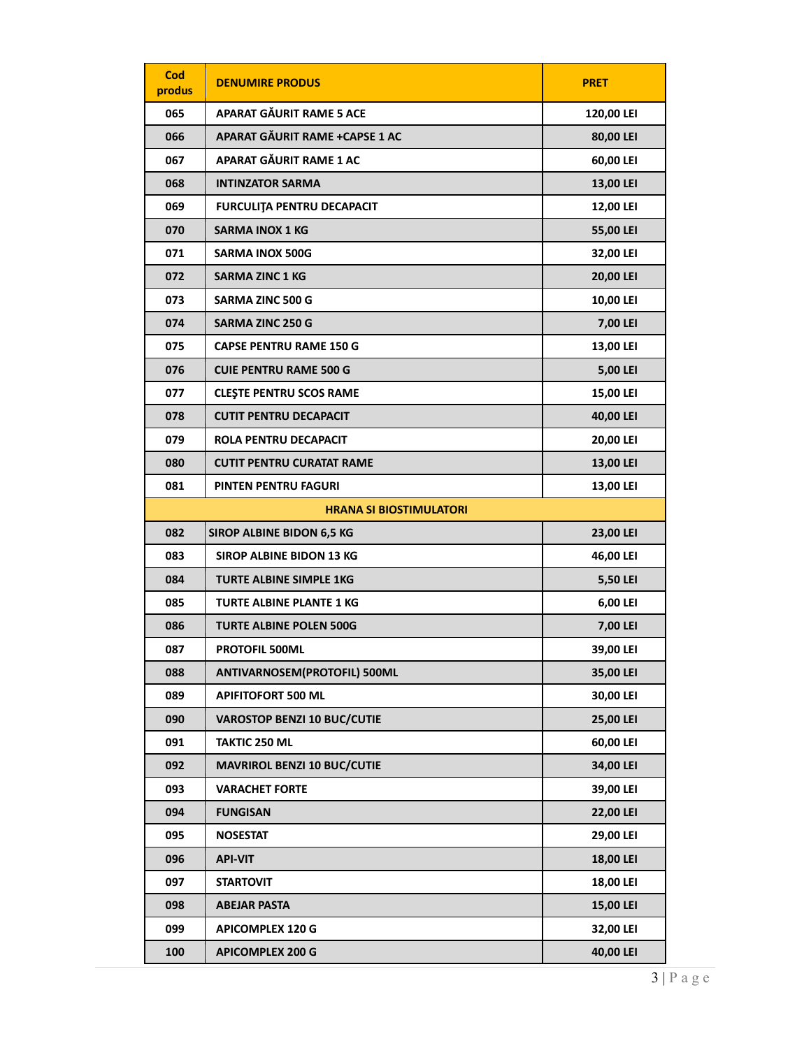| Cod produs | DENUMIRE PRODUS | PRET |
|---|---|---|
| 065 | APARAT GĂURIT RAME 5 ACE | 120,00 LEI |
| 066 | APARAT GĂURIT RAME +CAPSE 1 AC | 80,00 LEI |
| 067 | APARAT GĂURIT RAME 1 AC | 60,00 LEI |
| 068 | INTINZATOR SARMA | 13,00 LEI |
| 069 | FURCULIŢA PENTRU DECAPACIT | 12,00 LEI |
| 070 | SARMA INOX 1 KG | 55,00 LEI |
| 071 | SARMA INOX 500G | 32,00 LEI |
| 072 | SARMA ZINC 1 KG | 20,00 LEI |
| 073 | SARMA ZINC 500 G | 10,00 LEI |
| 074 | SARMA ZINC 250 G | 7,00 LEI |
| 075 | CAPSE PENTRU RAME 150 G | 13,00 LEI |
| 076 | CUIE PENTRU RAME 500 G | 5,00 LEI |
| 077 | CLEŞTE PENTRU SCOS RAME | 15,00 LEI |
| 078 | CUTIT PENTRU DECAPACIT | 40,00 LEI |
| 079 | ROLA PENTRU DECAPACIT | 20,00 LEI |
| 080 | CUTIT PENTRU CURATAT RAME | 13,00 LEI |
| 081 | PINTEN PENTRU FAGURI | 13,00 LEI |
| | **HRANA SI BIOSTIMULATORI** | |
| 082 | SIROP ALBINE BIDON 6,5 KG | 23,00 LEI |
| 083 | SIROP ALBINE BIDON 13 KG | 46,00 LEI |
| 084 | TURTE ALBINE SIMPLE 1KG | 5,50 LEI |
| 085 | TURTE ALBINE PLANTE 1 KG | 6,00 LEI |
| 086 | TURTE ALBINE POLEN 500G | 7,00 LEI |
| 087 | PROTOFIL 500ML | 39,00 LEI |
| 088 | ANTIVARNOSEM(PROTOFIL) 500ML | 35,00 LEI |
| 089 | APIFITOFORT 500 ML | 30,00 LEI |
| 090 | VAROSTOP BENZI 10 BUC/CUTIE | 25,00 LEI |
| 091 | TAKTIC 250 ML | 60,00 LEI |
| 092 | MAVRIROL BENZI 10 BUC/CUTIE | 34,00 LEI |
| 093 | VARACHET FORTE | 39,00 LEI |
| 094 | FUNGISAN | 22,00 LEI |
| 095 | NOSESTAT | 29,00 LEI |
| 096 | API-VIT | 18,00 LEI |
| 097 | STARTOVIT | 18,00 LEI |
| 098 | ABEJAR PASTA | 15,00 LEI |
| 099 | APICOMPLEX 120 G | 32,00 LEI |
| 100 | APICOMPLEX 200 G | 40,00 LEI |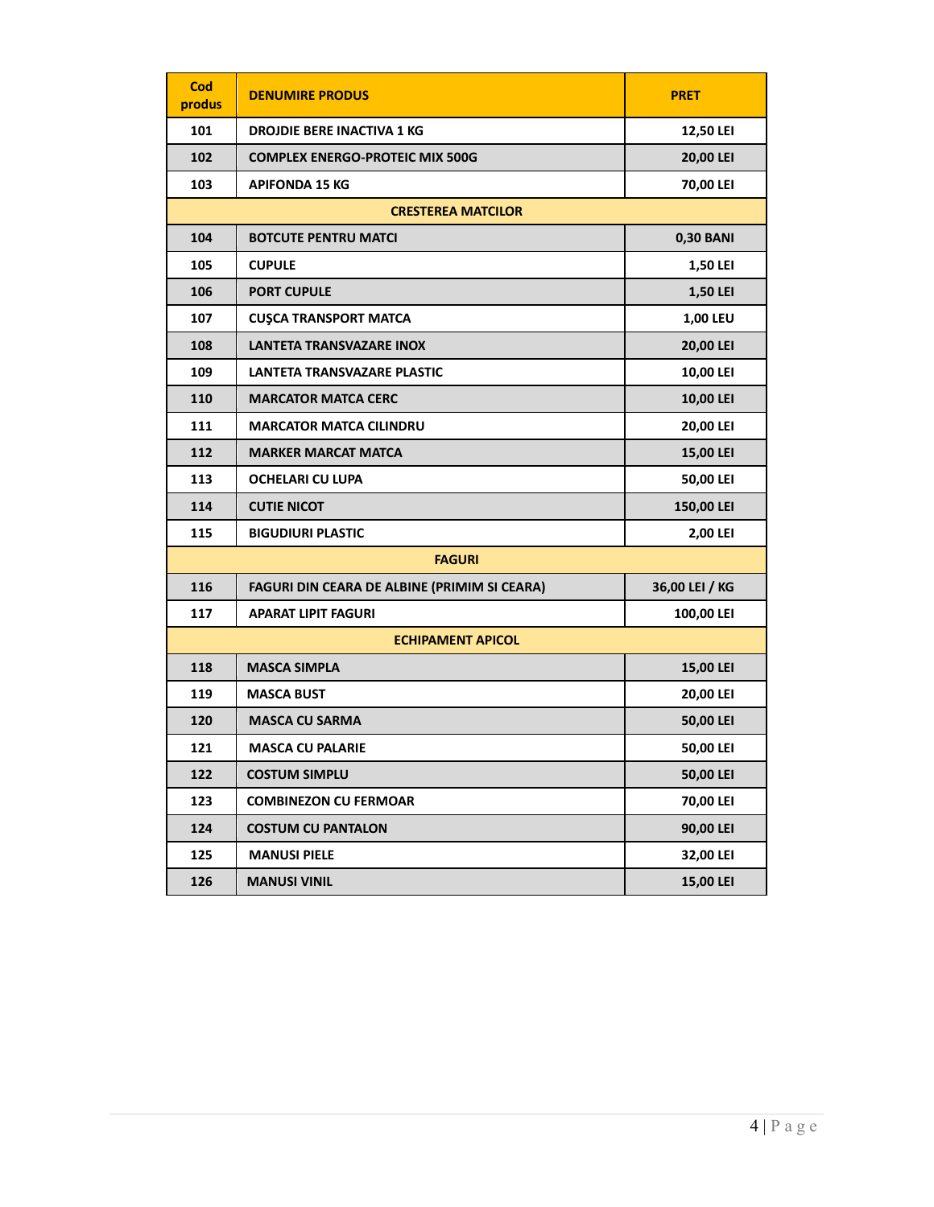| Cod produs | DENUMIRE PRODUS | PRET |
|---|---|---|
| 101 | DROJDIE BERE INACTIVA 1 KG | 12,50 LEI |
| 102 | COMPLEX ENERGO-PROTEIC MIX 500G | 20,00 LEI |
| 103 | APIFONDA 15 KG | 70,00 LEI |
| | **CRESTEREA MATCILOR** | |
| 104 | BOTCUTE PENTRU MATCI | 0,30 BANI |
| 105 | CUPULE | 1,50 LEI |
| 106 | PORT CUPULE | 1,50 LEI |
| 107 | CUŞCA TRANSPORT MATCA | 1,00 LEU |
| 108 | LANTETA TRANSVAZARE INOX | 20,00 LEI |
| 109 | LANTETA TRANSVAZARE PLASTIC | 10,00 LEI |
| 110 | MARCATOR MATCA CERC | 10,00 LEI |
| 111 | MARCATOR MATCA CILINDRU | 20,00 LEI |
| 112 | MARKER MARCAT MATCA | 15,00 LEI |
| 113 | OCHELARI CU LUPA | 50,00 LEI |
| 114 | CUTIE NICOT | 150,00 LEI |
| 115 | BIGUDIURI PLASTIC | 2,00 LEI |
| | **FAGURI** | |
| 116 | FAGURI DIN CEARA DE ALBINE (PRIMIM SI CEARA) | 36,00 LEI / KG |
| 117 | APARAT LIPIT FAGURI | 100,00 LEI |
| | **ECHIPAMENT APICOL** | |
| 118 | MASCA SIMPLA | 15,00 LEI |
| 119 | MASCA BUST | 20,00 LEI |
| 120 | MASCA CU SARMA | 50,00 LEI |
| 121 | MASCA CU PALARIE | 50,00 LEI |
| 122 | COSTUM SIMPLU | 50,00 LEI |
| 123 | COMBINEZON CU FERMOAR | 70,00 LEI |
| 124 | COSTUM CU PANTALON | 90,00 LEI |
| 125 | MANUSI PIELE | 32,00 LEI |
| 126 | MANUSI VINIL | 15,00 LEI |